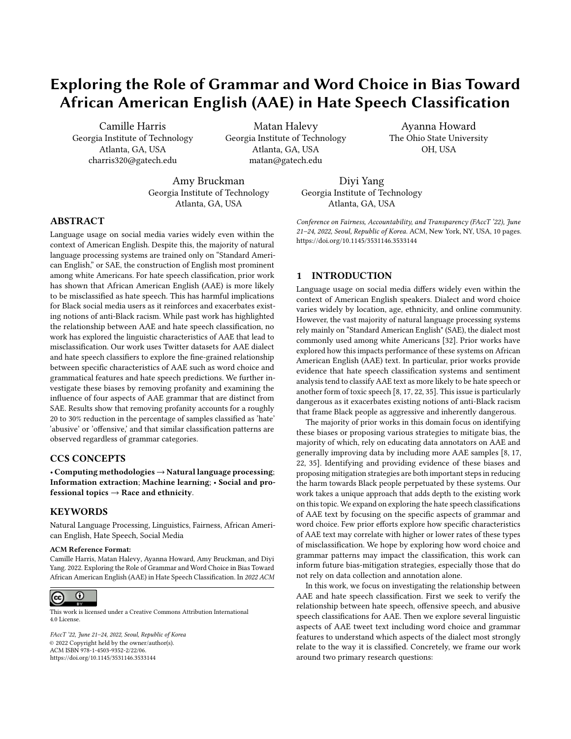# Exploring the Role of Grammar and Word Choice in Bias Toward African American English (AAE) in Hate Speech Classification

Camille Harris
Georgia Institute of Technology
Atlanta, GA, USA
charris320@gatech.edu

Matan Halevy
Georgia Institute of Technology
Atlanta, GA, USA
matan@gatech.edu

Ayanna Howard
The Ohio State University
OH, USA

Amy Bruckman
Georgia Institute of Technology
Atlanta, GA, USA

Diyi Yang
Georgia Institute of Technology
Atlanta, GA, USA

## ABSTRACT

Language usage on social media varies widely even within the context of American English. Despite this, the majority of natural language processing systems are trained only on "Standard American English," or SAE, the construction of English most prominent among white Americans. For hate speech classification, prior work has shown that African American English (AAE) is more likely to be misclassified as hate speech. This has harmful implications for Black social media users as it reinforces and exacerbates existing notions of anti-Black racism. While past work has highlighted the relationship between AAE and hate speech classification, no work has explored the linguistic characteristics of AAE that lead to misclassification. Our work uses Twitter datasets for AAE dialect and hate speech classifiers to explore the fine-grained relationship between specific characteristics of AAE such as word choice and grammatical features and hate speech predictions. We further investigate these biases by removing profanity and examining the influence of four aspects of AAE grammar that are distinct from SAE. Results show that removing profanity accounts for a roughly 20 to 30% reduction in the percentage of samples classified as 'hate' 'abusive' or 'offensive,' and that similar classification patterns are observed regardless of grammar categories.

## CCS CONCEPTS

• **Computing methodologies → Natural language processing**; **Information extraction**; **Machine learning**; • **Social and professional topics → Race and ethnicity**.

## KEYWORDS

Natural Language Processing, Linguistics, Fairness, African American English, Hate Speech, Social Media

**ACM Reference Format:**
Camille Harris, Matan Halevy, Ayanna Howard, Amy Bruckman, and Diyi Yang. 2022. Exploring the Role of Grammar and Word Choice in Bias Toward African American English (AAE) in Hate Speech Classification. In *2022 ACM Conference on Fairness, Accountability, and Transparency (FAccT '22), June 21–24, 2022, Seoul, Republic of Korea.* ACM, New York, NY, USA, 10 pages. https://doi.org/10.1145/3531146.3533144

This work is licensed under a Creative Commons Attribution International 4.0 License.

*FAccT '22, June 21–24, 2022, Seoul, Republic of Korea*
© 2022 Copyright held by the owner/author(s).
ACM ISBN 978-1-4503-9352-2/22/06.
https://doi.org/10.1145/3531146.3533144

## 1 INTRODUCTION

Language usage on social media differs widely even within the context of American English speakers. Dialect and word choice varies widely by location, age, ethnicity, and online community. However, the vast majority of natural language processing systems rely mainly on "Standard American English" (SAE), the dialect most commonly used among white Americans [32]. Prior works have explored how this impacts performance of these systems on African American English (AAE) text. In particular, prior works provide evidence that hate speech classification systems and sentiment analysis tend to classify AAE text as more likely to be hate speech or another form of toxic speech [8, 17, 22, 35]. This issue is particularly dangerous as it exacerbates existing notions of anti-Black racism that frame Black people as aggressive and inherently dangerous.

The majority of prior works in this domain focus on identifying these biases or proposing various strategies to mitigate bias, the majority of which, rely on educating data annotators on AAE and generally improving data by including more AAE samples [8, 17, 22, 35]. Identifying and providing evidence of these biases and proposing mitigation strategies are both important steps in reducing the harm towards Black people perpetuated by these systems. Our work takes a unique approach that adds depth to the existing work on this topic. We expand on exploring the hate speech classifications of AAE text by focusing on the specific aspects of grammar and word choice. Few prior efforts explore how specific characteristics of AAE text may correlate with higher or lower rates of these types of misclassification. We hope by exploring how word choice and grammar patterns may impact the classification, this work can inform future bias-mitigation strategies, especially those that do not rely on data collection and annotation alone.

In this work, we focus on investigating the relationship between AAE and hate speech classification. First we seek to verify the relationship between hate speech, offensive speech, and abusive speech classifications for AAE. Then we explore several linguistic aspects of AAE tweet text including word choice and grammar features to understand which aspects of the dialect most strongly relate to the way it is classified. Concretely, we frame our work around two primary research questions: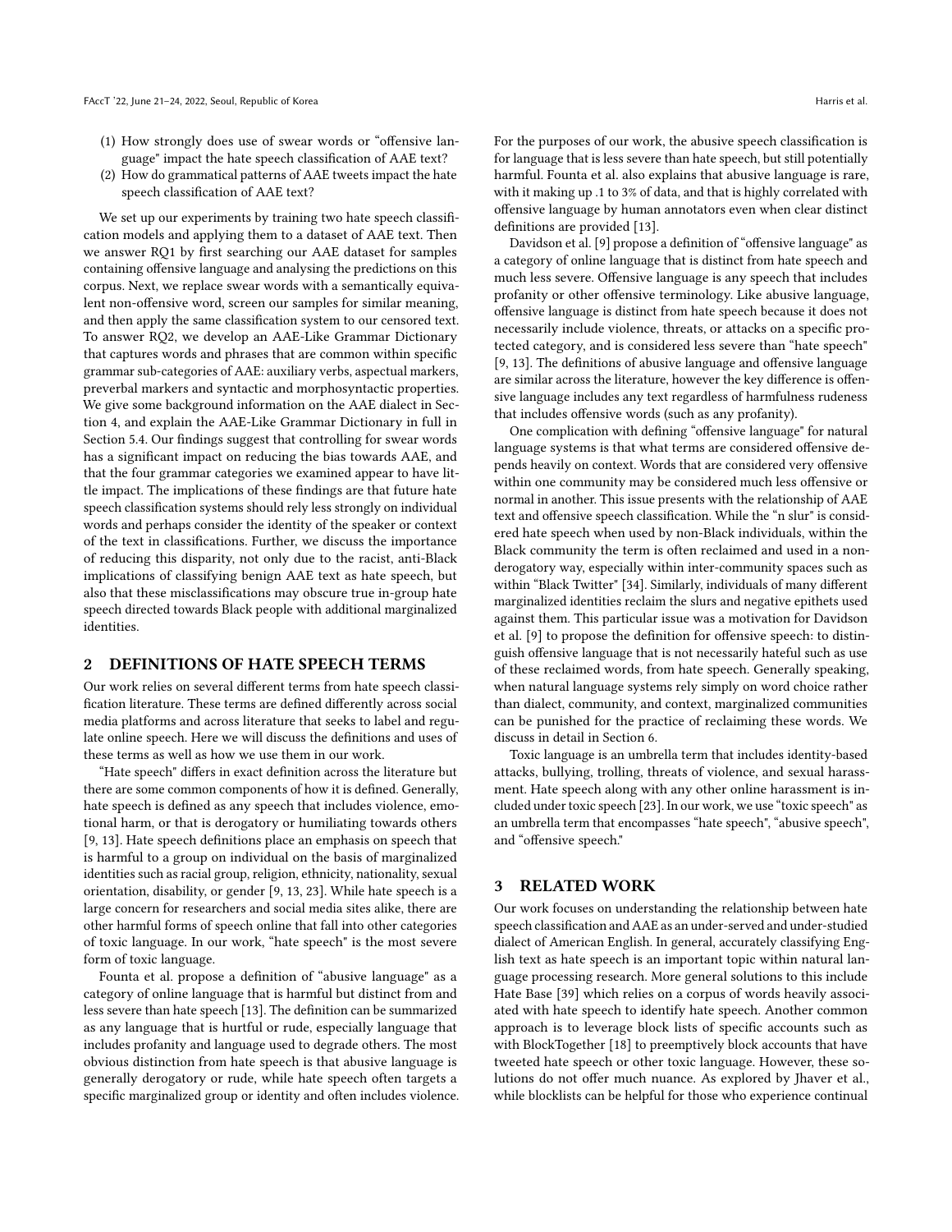(1) How strongly does use of swear words or "offensive language" impact the hate speech classification of AAE text?
(2) How do grammatical patterns of AAE tweets impact the hate speech classification of AAE text?

We set up our experiments by training two hate speech classification models and applying them to a dataset of AAE text. Then we answer RQ1 by first searching our AAE dataset for samples containing offensive language and analysing the predictions on this corpus. Next, we replace swear words with a semantically equivalent non-offensive word, screen our samples for similar meaning, and then apply the same classification system to our censored text. To answer RQ2, we develop an AAE-Like Grammar Dictionary that captures words and phrases that are common within specific grammar sub-categories of AAE: auxiliary verbs, aspectual markers, preverbal markers and syntactic and morphosyntactic properties. We give some background information on the AAE dialect in Section 4, and explain the AAE-Like Grammar Dictionary in full in Section 5.4. Our findings suggest that controlling for swear words has a significant impact on reducing the bias towards AAE, and that the four grammar categories we examined appear to have little impact. The implications of these findings are that future hate speech classification systems should rely less strongly on individual words and perhaps consider the identity of the speaker or context of the text in classifications. Further, we discuss the importance of reducing this disparity, not only due to the racist, anti-Black implications of classifying benign AAE text as hate speech, but also that these misclassifications may obscure true in-group hate speech directed towards Black people with additional marginalized identities.

## 2 DEFINITIONS OF HATE SPEECH TERMS

Our work relies on several different terms from hate speech classification literature. These terms are defined differently across social media platforms and across literature that seeks to label and regulate online speech. Here we will discuss the definitions and uses of these terms as well as how we use them in our work.

"Hate speech" differs in exact definition across the literature but there are some common components of how it is defined. Generally, hate speech is defined as any speech that includes violence, emotional harm, or that is derogatory or humiliating towards others [9, 13]. Hate speech definitions place an emphasis on speech that is harmful to a group on individual on the basis of marginalized identities such as racial group, religion, ethnicity, nationality, sexual orientation, disability, or gender [9, 13, 23]. While hate speech is a large concern for researchers and social media sites alike, there are other harmful forms of speech online that fall into other categories of toxic language. In our work, "hate speech" is the most severe form of toxic language.

Founta et al. propose a definition of "abusive language" as a category of online language that is harmful but distinct from and less severe than hate speech [13]. The definition can be summarized as any language that is hurtful or rude, especially language that includes profanity and language used to degrade others. The most obvious distinction from hate speech is that abusive language is generally derogatory or rude, while hate speech often targets a specific marginalized group or identity and often includes violence. For the purposes of our work, the abusive speech classification is for language that is less severe than hate speech, but still potentially harmful. Founta et al. also explains that abusive language is rare, with it making up .1 to 3% of data, and that is highly correlated with offensive language by human annotators even when clear distinct definitions are provided [13].

Davidson et al. [9] propose a definition of "offensive language" as a category of online language that is distinct from hate speech and much less severe. Offensive language is any speech that includes profanity or other offensive terminology. Like abusive language, offensive language is distinct from hate speech because it does not necessarily include violence, threats, or attacks on a specific protected category, and is considered less severe than "hate speech" [9, 13]. The definitions of abusive language and offensive language are similar across the literature, however the key difference is offensive language includes any text regardless of harmfulness rudeness that includes offensive words (such as any profanity).

One complication with defining "offensive language" for natural language systems is that what terms are considered offensive depends heavily on context. Words that are considered very offensive within one community may be considered much less offensive or normal in another. This issue presents with the relationship of AAE text and offensive speech classification. While the "n slur" is considered hate speech when used by non-Black individuals, within the Black community the term is often reclaimed and used in a non-derogatory way, especially within inter-community spaces such as within "Black Twitter" [34]. Similarly, individuals of many different marginalized identities reclaim the slurs and negative epithets used against them. This particular issue was a motivation for Davidson et al. [9] to propose the definition for offensive speech: to distinguish offensive language that is not necessarily hateful such as use of these reclaimed words, from hate speech. Generally speaking, when natural language systems rely simply on word choice rather than dialect, community, and context, marginalized communities can be punished for the practice of reclaiming these words. We discuss in detail in Section 6.

Toxic language is an umbrella term that includes identity-based attacks, bullying, trolling, threats of violence, and sexual harassment. Hate speech along with any other online harassment is included under toxic speech [23]. In our work, we use "toxic speech" as an umbrella term that encompasses "hate speech", "abusive speech", and "offensive speech."

## 3 RELATED WORK

Our work focuses on understanding the relationship between hate speech classification and AAE as an under-served and under-studied dialect of American English. In general, accurately classifying English text as hate speech is an important topic within natural language processing research. More general solutions to this include Hate Base [39] which relies on a corpus of words heavily associated with hate speech to identify hate speech. Another common approach is to leverage block lists of specific accounts such as with BlockTogether [18] to preemptively block accounts that have tweeted hate speech or other toxic language. However, these solutions do not offer much nuance. As explored by Jhaver et al., while blocklists can be helpful for those who experience continual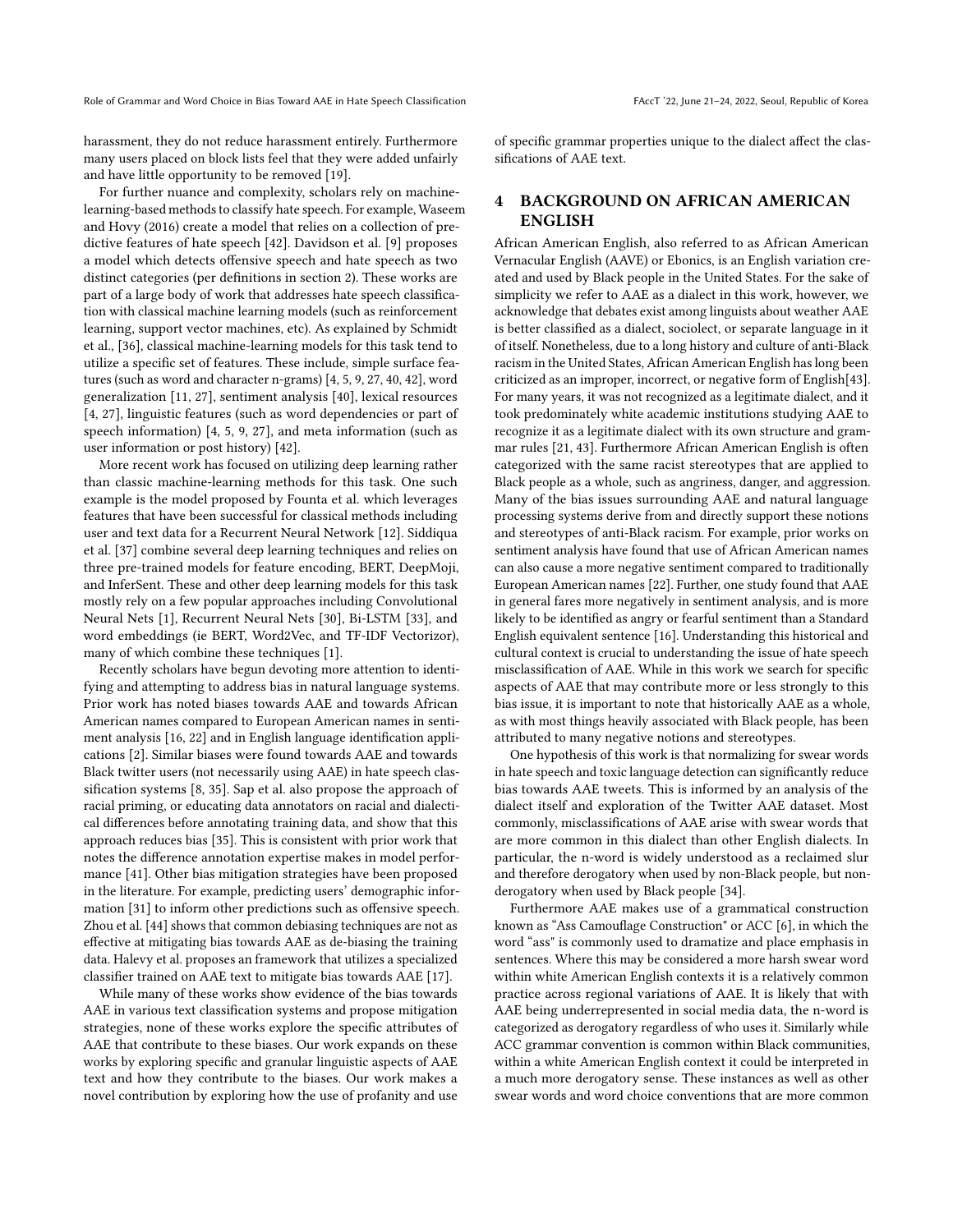harassment, they do not reduce harassment entirely. Furthermore many users placed on block lists feel that they were added unfairly and have little opportunity to be removed [19].

For further nuance and complexity, scholars rely on machine-learning-based methods to classify hate speech. For example, Waseem and Hovy (2016) create a model that relies on a collection of predictive features of hate speech [42]. Davidson et al. [9] proposes a model which detects offensive speech and hate speech as two distinct categories (per definitions in section 2). These works are part of a large body of work that addresses hate speech classification with classical machine learning models (such as reinforcement learning, support vector machines, etc). As explained by Schmidt et al., [36], classical machine-learning models for this task tend to utilize a specific set of features. These include, simple surface features (such as word and character n-grams) [4, 5, 9, 27, 40, 42], word generalization [11, 27], sentiment analysis [40], lexical resources [4, 27], linguistic features (such as word dependencies or part of speech information) [4, 5, 9, 27], and meta information (such as user information or post history) [42].

More recent work has focused on utilizing deep learning rather than classic machine-learning methods for this task. One such example is the model proposed by Founta et al. which leverages features that have been successful for classical methods including user and text data for a Recurrent Neural Network [12]. Siddiqua et al. [37] combine several deep learning techniques and relies on three pre-trained models for feature encoding, BERT, DeepMoji, and InferSent. These and other deep learning models for this task mostly rely on a few popular approaches including Convolutional Neural Nets [1], Recurrent Neural Nets [30], Bi-LSTM [33], and word embeddings (ie BERT, Word2Vec, and TF-IDF Vectorizor), many of which combine these techniques [1].

Recently scholars have begun devoting more attention to identifying and attempting to address bias in natural language systems. Prior work has noted biases towards AAE and towards African American names compared to European American names in sentiment analysis [16, 22] and in English language identification applications [2]. Similar biases were found towards AAE and towards Black twitter users (not necessarily using AAE) in hate speech classification systems [8, 35]. Sap et al. also propose the approach of racial priming, or educating data annotators on racial and dialectical differences before annotating training data, and show that this approach reduces bias [35]. This is consistent with prior work that notes the difference annotation expertise makes in model performance [41]. Other bias mitigation strategies have been proposed in the literature. For example, predicting users' demographic information [31] to inform other predictions such as offensive speech. Zhou et al. [44] shows that common debiasing techniques are not as effective at mitigating bias towards AAE as de-biasing the training data. Halevy et al. proposes an framework that utilizes a specialized classifier trained on AAE text to mitigate bias towards AAE [17].

While many of these works show evidence of the bias towards AAE in various text classification systems and propose mitigation strategies, none of these works explore the specific attributes of AAE that contribute to these biases. Our work expands on these works by exploring specific and granular linguistic aspects of AAE text and how they contribute to the biases. Our work makes a novel contribution by exploring how the use of profanity and use of specific grammar properties unique to the dialect affect the classifications of AAE text.

## 4 BACKGROUND ON AFRICAN AMERICAN ENGLISH

African American English, also referred to as African American Vernacular English (AAVE) or Ebonics, is an English variation created and used by Black people in the United States. For the sake of simplicity we refer to AAE as a dialect in this work, however, we acknowledge that debates exist among linguists about weather AAE is better classified as a dialect, sociolect, or separate language in it of itself. Nonetheless, due to a long history and culture of anti-Black racism in the United States, African American English has long been criticized as an improper, incorrect, or negative form of English[43]. For many years, it was not recognized as a legitimate dialect, and it took predominately white academic institutions studying AAE to recognize it as a legitimate dialect with its own structure and grammar rules [21, 43]. Furthermore African American English is often categorized with the same racist stereotypes that are applied to Black people as a whole, such as angriness, danger, and aggression. Many of the bias issues surrounding AAE and natural language processing systems derive from and directly support these notions and stereotypes of anti-Black racism. For example, prior works on sentiment analysis have found that use of African American names can also cause a more negative sentiment compared to traditionally European American names [22]. Further, one study found that AAE in general fares more negatively in sentiment analysis, and is more likely to be identified as angry or fearful sentiment than a Standard English equivalent sentence [16]. Understanding this historical and cultural context is crucial to understanding the issue of hate speech misclassification of AAE. While in this work we search for specific aspects of AAE that may contribute more or less strongly to this bias issue, it is important to note that historically AAE as a whole, as with most things heavily associated with Black people, has been attributed to many negative notions and stereotypes.

One hypothesis of this work is that normalizing for swear words in hate speech and toxic language detection can significantly reduce bias towards AAE tweets. This is informed by an analysis of the dialect itself and exploration of the Twitter AAE dataset. Most commonly, misclassifications of AAE arise with swear words that are more common in this dialect than other English dialects. In particular, the n-word is widely understood as a reclaimed slur and therefore derogatory when used by non-Black people, but non-derogatory when used by Black people [34].

Furthermore AAE makes use of a grammatical construction known as "Ass Camouflage Construction" or ACC [6], in which the word "ass" is commonly used to dramatize and place emphasis in sentences. Where this may be considered a more harsh swear word within white American English contexts it is a relatively common practice across regional variations of AAE. It is likely that with AAE being underrepresented in social media data, the n-word is categorized as derogatory regardless of who uses it. Similarly while ACC grammar convention is common within Black communities, within a white American English context it could be interpreted in a much more derogatory sense. These instances as well as other swear words and word choice conventions that are more common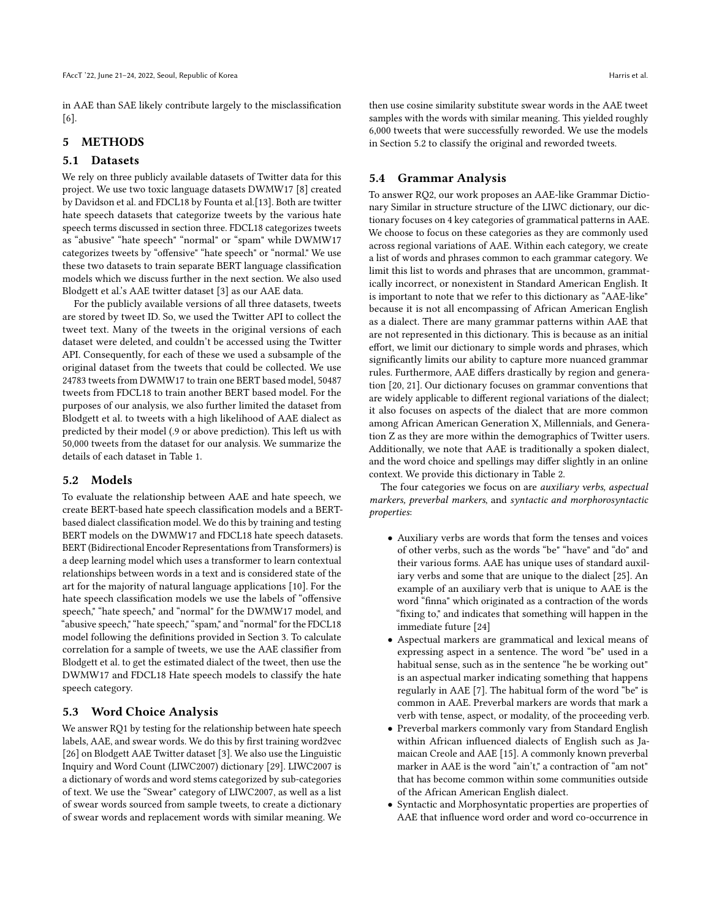in AAE than SAE likely contribute largely to the misclassification [6].

## 5 METHODS

### 5.1 Datasets

We rely on three publicly available datasets of Twitter data for this project. We use two toxic language datasets DWMW17 [8] created by Davidson et al. and FDCL18 by Founta et al.[13]. Both are twitter hate speech datasets that categorize tweets by the various hate speech terms discussed in section three. FDCL18 categorizes tweets as "abusive" "hate speech" "normal" or "spam" while DWMW17 categorizes tweets by "offensive" "hate speech" or "normal." We use these two datasets to train separate BERT language classification models which we discuss further in the next section. We also used Blodgett et al.'s AAE twitter dataset [3] as our AAE data.

For the publicly available versions of all three datasets, tweets are stored by tweet ID. So, we used the Twitter API to collect the tweet text. Many of the tweets in the original versions of each dataset were deleted, and couldn't be accessed using the Twitter API. Consequently, for each of these we used a subsample of the original dataset from the tweets that could be collected. We use 24783 tweets from DWMW17 to train one BERT based model, 50487 tweets from FDCL18 to train another BERT based model. For the purposes of our analysis, we also further limited the dataset from Blodgett et al. to tweets with a high likelihood of AAE dialect as predicted by their model (.9 or above prediction). This left us with 50,000 tweets from the dataset for our analysis. We summarize the details of each dataset in Table 1.

### 5.2 Models

To evaluate the relationship between AAE and hate speech, we create BERT-based hate speech classification models and a BERT-based dialect classification model. We do this by training and testing BERT models on the DWMW17 and FDCL18 hate speech datasets. BERT (Bidirectional Encoder Representations from Transformers) is a deep learning model which uses a transformer to learn contextual relationships between words in a text and is considered state of the art for the majority of natural language applications [10]. For the hate speech classification models we use the labels of "offensive speech," "hate speech," and "normal" for the DWMW17 model, and "abusive speech," "hate speech," "spam," and "normal" for the FDCL18 model following the definitions provided in Section 3. To calculate correlation for a sample of tweets, we use the AAE classifier from Blodgett et al. to get the estimated dialect of the tweet, then use the DWMW17 and FDCL18 Hate speech models to classify the hate speech category.

### 5.3 Word Choice Analysis

We answer RQ1 by testing for the relationship between hate speech labels, AAE, and swear words. We do this by first training word2vec [26] on Blodgett AAE Twitter dataset [3]. We also use the Linguistic Inquiry and Word Count (LIWC2007) dictionary [29]. LIWC2007 is a dictionary of words and word stems categorized by sub-categories of text. We use the "Swear" category of LIWC2007, as well as a list of swear words sourced from sample tweets, to create a dictionary of swear words and replacement words with similar meaning. We then use cosine similarity substitute swear words in the AAE tweet samples with the words with similar meaning. This yielded roughly 6,000 tweets that were successfully reworded. We use the models in Section 5.2 to classify the original and reworded tweets.

### 5.4 Grammar Analysis

To answer RQ2, our work proposes an AAE-like Grammar Dictionary Similar in structure structure of the LIWC dictionary, our dictionary focuses on 4 key categories of grammatical patterns in AAE. We choose to focus on these categories as they are commonly used across regional variations of AAE. Within each category, we create a list of words and phrases common to each grammar category. We limit this list to words and phrases that are uncommon, grammatically incorrect, or nonexistent in Standard American English. It is important to note that we refer to this dictionary as "AAE-like" because it is not all encompassing of African American English as a dialect. There are many grammar patterns within AAE that are not represented in this dictionary. This is because as an initial effort, we limit our dictionary to simple words and phrases, which significantly limits our ability to capture more nuanced grammar rules. Furthermore, AAE differs drastically by region and generation [20, 21]. Our dictionary focuses on grammar conventions that are widely applicable to different regional variations of the dialect; it also focuses on aspects of the dialect that are more common among African American Generation X, Millennials, and Generation Z as they are more within the demographics of Twitter users. Additionally, we note that AAE is traditionally a spoken dialect, and the word choice and spellings may differ slightly in an online context. We provide this dictionary in Table 2.

The four categories we focus on are *auxiliary verbs, aspectual markers, preverbal markers*, and *syntactic and morphorosyntactic properties*:

- Auxiliary verbs are words that form the tenses and voices of other verbs, such as the words "be" "have" and "do" and their various forms. AAE has unique uses of standard auxiliary verbs and some that are unique to the dialect [25]. An example of an auxiliary verb that is unique to AAE is the word "finna" which originated as a contraction of the words "fixing to," and indicates that something will happen in the immediate future [24]
- Aspectual markers are grammatical and lexical means of expressing aspect in a sentence. The word "be" used in a habitual sense, such as in the sentence "he be working out" is an aspectual marker indicating something that happens regularly in AAE [7]. The habitual form of the word "be" is common in AAE. Preverbal markers are words that mark a verb with tense, aspect, or modality, of the proceeding verb.
- Preverbal markers commonly vary from Standard English within African influenced dialects of English such as Jamaican Creole and AAE [15]. A commonly known preverbal marker in AAE is the word "ain't," a contraction of "am not" that has become common within some communities outside of the African American English dialect.
- Syntactic and Morphosyntatic properties are properties of AAE that influence word order and word co-occurrence in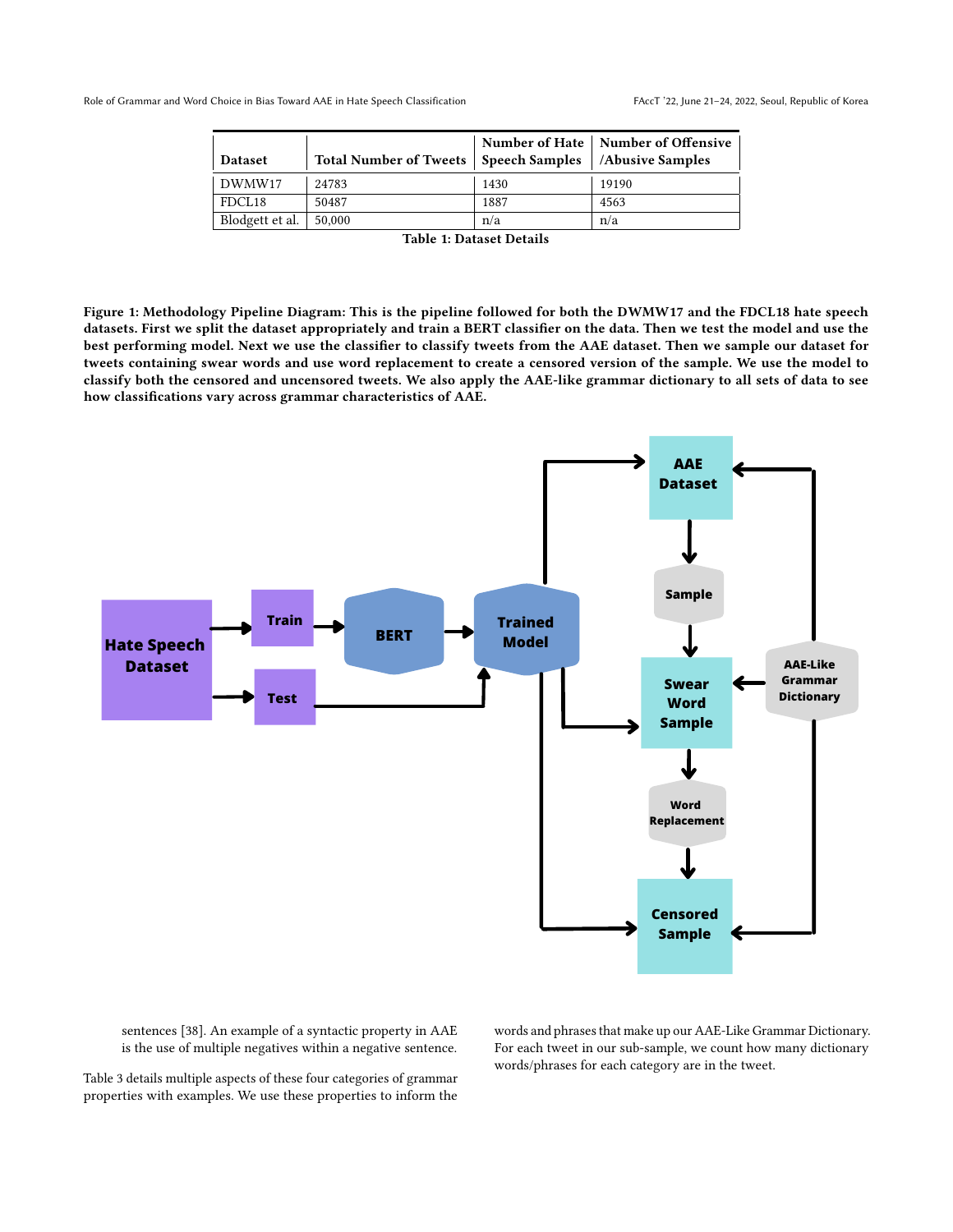| Dataset | Total Number of Tweets | Number of Hate Speech Samples | Number of Offensive /Abusive Samples |
|---|---|---|---|
| DWMW17 | 24783 | 1430 | 19190 |
| FDCL18 | 50487 | 1887 | 4563 |
| Blodgett et al. | 50,000 | n/a | n/a |

**Table 1: Dataset Details**

**Figure 1: Methodology Pipeline Diagram: This is the pipeline followed for both the DWMW17 and the FDCL18 hate speech datasets. First we split the dataset appropriately and train a BERT classifier on the data. Then we test the model and use the best performing model. Next we use the classifier to classify tweets from the AAE dataset. Then we sample our dataset for tweets containing swear words and use word replacement to create a censored version of the sample. We use the model to classify both the censored and uncensored tweets. We also apply the AAE-like grammar dictionary to all sets of data to see how classifications vary across grammar characteristics of AAE.**

sentences [38]. An example of a syntactic property in AAE is the use of multiple negatives within a negative sentence.

Table 3 details multiple aspects of these four categories of grammar properties with examples. We use these properties to inform the words and phrases that make up our AAE-Like Grammar Dictionary. For each tweet in our sub-sample, we count how many dictionary words/phrases for each category are in the tweet.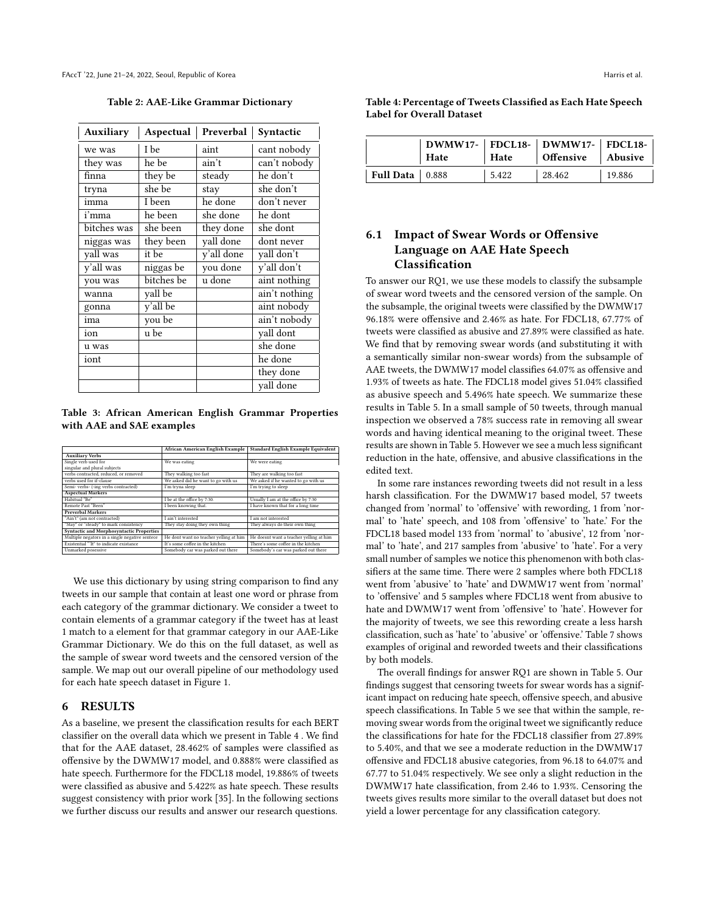Table 2: AAE-Like Grammar Dictionary

| Auxiliary | Aspectual | Preverbal | Syntactic |
|---|---|---|---|
| we was | I be | aint | cant nobody |
| they was | he be | ain't | can't nobody |
| finna | they be | steady | he don't |
| tryna | she be | stay | she don't |
| imma | I been | he done | don't never |
| i'mma | he been | she done | he dont |
| bitches was | she been | they done | she dont |
| niggas was | they been | yall done | dont never |
| yall was | it be | y'all done | yall don't |
| y'all was | niggas be | you done | y'all don't |
| you was | bitches be | u done | aint nothing |
| wanna | yall be | | ain't nothing |
| gonna | y'all be | | aint nobody |
| ima | you be | | ain't nobody |
| ion | u be | | yall dont |
| u was | | | she done |
| iont | | | he done |
| | | | they done |
| | | | yall done |

Table 3: African American English Grammar Properties with AAE and SAE examples

| | African American English Example | Standard English Example Equivalent |
|---|---|---|
| **Auxiliary Verbs** | | |
| Single verb used for singular and plural subjects | We was eating | We were eating |
| verbs contracted, reduced, or removed | They walking too fast | They are walking too fast |
| verbs used for if-clause | We asked did he want to go with us | We asked if he wanted to go with us |
| Semi- verbs- (-ing verbs contracted) | I'm tryna sleep | I'm trying to sleep |
| **Aspectual Markers** | | |
| Habitual "Be" | I be at the office by 7:30. | Usually I am at the office by 7:30 |
| Remote Past "Been" | I been knowing that. | I have known that for a long time |
| **Preverbal Markers** | | |
| "Ain't" (am not contracted) | I ain't interested | I am not interested |
| "Stay" or "steady" to mark consistency | They stay doing they own thing | They always do their own thing |
| **Syntactic and Morphosyntactic Properties** | | |
| Multiple negators in a single negative sentece | He dont want no teacher yelling at him | He doesnt want a teacher yelling at him |
| Existential "It" to indicate existance | It's some coffee in the kitchen | There's some coffee in the kitchen |
| Unmarked possesive | Somebody car was parked out there | Somebody's car was parked out there |

We use this dictionary by using string comparison to find any tweets in our sample that contain at least one word or phrase from each category of the grammar dictionary. We consider a tweet to contain elements of a grammar category if the tweet has at least 1 match to a element for that grammar category in our AAE-Like Grammar Dictionary. We do this on the full dataset, as well as the sample of swear word tweets and the censored version of the sample. We map out our overall pipeline of our methodology used for each hate speech dataset in Figure 1.

## 6 RESULTS

As a baseline, we present the classification results for each BERT classifier on the overall data which we present in Table 4 . We find that for the AAE dataset, 28.462% of samples were classified as offensive by the DWMW17 model, and 0.888% were classified as hate speech. Furthermore for the FDCL18 model, 19.886% of tweets were classified as abusive and 5.422% as hate speech. These results suggest consistency with prior work [35]. In the following sections we further discuss our results and answer our research questions.

Table 4: Percentage of Tweets Classified as Each Hate Speech Label for Overall Dataset

| | DWMW17-Hate | FDCL18-Hate | DWMW17-Offensive | FDCL18-Abusive |
|---|---|---|---|---|
| **Full Data** | 0.888 | 5.422 | 28.462 | 19.886 |

### 6.1 Impact of Swear Words or Offensive Language on AAE Hate Speech Classification

To answer our RQ1, we use these models to classify the subsample of swear word tweets and the censored version of the sample. On the subsample, the original tweets were classified by the DWMW17 96.18% were offensive and 2.46% as hate. For FDCL18, 67.77% of tweets were classified as abusive and 27.89% were classified as hate. We find that by removing swear words (and substituting it with a semantically similar non-swear words) from the subsample of AAE tweets, the DWMW17 model classifies 64.07% as offensive and 1.93% of tweets as hate. The FDCL18 model gives 51.04% classified as abusive speech and 5.496% hate speech. We summarize these results in Table 5. In a small sample of 50 tweets, through manual inspection we observed a 78% success rate in removing all swear words and having identical meaning to the original tweet. These results are shown in Table 5. However we see a much less significant reduction in the hate, offensive, and abusive classifications in the edited text.

In some rare instances rewording tweets did not result in a less harsh classification. For the DWMW17 based model, 57 tweets changed from 'normal' to 'offensive' with rewording, 1 from 'normal' to 'hate' speech, and 108 from 'offensive' to 'hate.' For the FDCL18 based model 133 from 'normal' to 'abusive', 12 from 'normal' to 'hate', and 217 samples from 'abusive' to 'hate'. For a very small number of samples we notice this phenomenon with both classifiers at the same time. There were 2 samples where both FDCL18 went from 'abusive' to 'hate' and DWMW17 went from 'normal' to 'offensive' and 5 samples where FDCL18 went from abusive to hate and DWMW17 went from 'offensive' to 'hate'. However for the majority of tweets, we see this rewording create a less harsh classification, such as 'hate' to 'abusive' or 'offensive.' Table 7 shows examples of original and reworded tweets and their classifications by both models.

The overall findings for answer RQ1 are shown in Table 5. Our findings suggest that censoring tweets for swear words has a significant impact on reducing hate speech, offensive speech, and abusive speech classifications. In Table 5 we see that within the sample, removing swear words from the original tweet we significantly reduce the classifications for hate for the FDCL18 classifier from 27.89% to 5.40%, and that we see a moderate reduction in the DWMW17 offensive and FDCL18 abusive categories, from 96.18 to 64.07% and 67.77 to 51.04% respectively. We see only a slight reduction in the DWMW17 hate classification, from 2.46 to 1.93%. Censoring the tweets gives results more similar to the overall dataset but does not yield a lower percentage for any classification category.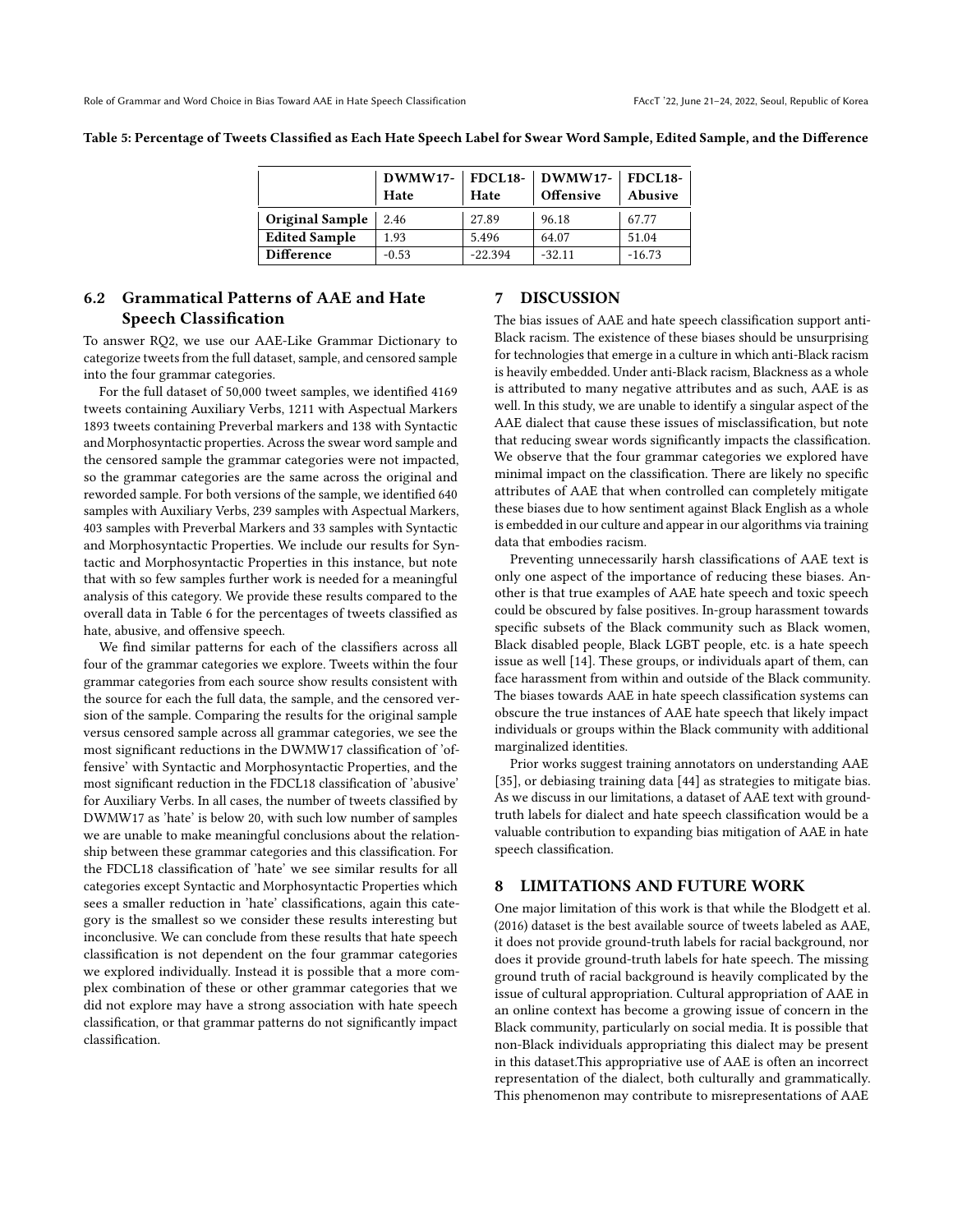Table 5: Percentage of Tweets Classified as Each Hate Speech Label for Swear Word Sample, Edited Sample, and the Difference

| | DWMW17-Hate | FDCL18-Hate | DWMW17-Offensive | FDCL18-Abusive |
|---|---|---|---|---|
| **Original Sample** | 2.46 | 27.89 | 96.18 | 67.77 |
| **Edited Sample** | 1.93 | 5.496 | 64.07 | 51.04 |
| **Difference** | -0.53 | -22.394 | -32.11 | -16.73 |

## 6.2 Grammatical Patterns of AAE and Hate Speech Classification

To answer RQ2, we use our AAE-Like Grammar Dictionary to categorize tweets from the full dataset, sample, and censored sample into the four grammar categories.

For the full dataset of 50,000 tweet samples, we identified 4169 tweets containing Auxiliary Verbs, 1211 with Aspectual Markers 1893 tweets containing Preverbal markers and 138 with Syntactic and Morphosyntactic properties. Across the swear word sample and the censored sample the grammar categories were not impacted, so the grammar categories are the same across the original and reworded sample. For both versions of the sample, we identified 640 samples with Auxiliary Verbs, 239 samples with Aspectual Markers, 403 samples with Preverbal Markers and 33 samples with Syntactic and Morphosyntactic Properties. We include our results for Syntactic and Morphosyntactic Properties in this instance, but note that with so few samples further work is needed for a meaningful analysis of this category. We provide these results compared to the overall data in Table 6 for the percentages of tweets classified as hate, abusive, and offensive speech.

We find similar patterns for each of the classifiers across all four of the grammar categories we explore. Tweets within the four grammar categories from each source show results consistent with the source for each the full data, the sample, and the censored version of the sample. Comparing the results for the original sample versus censored sample across all grammar categories, we see the most significant reductions in the DWMW17 classification of 'offensive' with Syntactic and Morphosyntactic Properties, and the most significant reduction in the FDCL18 classification of 'abusive' for Auxiliary Verbs. In all cases, the number of tweets classified by DWMW17 as 'hate' is below 20, with such low number of samples we are unable to make meaningful conclusions about the relationship between these grammar categories and this classification. For the FDCL18 classification of 'hate' we see similar results for all categories except Syntactic and Morphosyntactic Properties which sees a smaller reduction in 'hate' classifications, again this category is the smallest so we consider these results interesting but inconclusive. We can conclude from these results that hate speech classification is not dependent on the four grammar categories we explored individually. Instead it is possible that a more complex combination of these or other grammar categories that we did not explore may have a strong association with hate speech classification, or that grammar patterns do not significantly impact classification.

## 7 DISCUSSION

The bias issues of AAE and hate speech classification support anti-Black racism. The existence of these biases should be unsurprising for technologies that emerge in a culture in which anti-Black racism is heavily embedded. Under anti-Black racism, Blackness as a whole is attributed to many negative attributes and as such, AAE is as well. In this study, we are unable to identify a singular aspect of the AAE dialect that cause these issues of misclassification, but note that reducing swear words significantly impacts the classification. We observe that the four grammar categories we explored have minimal impact on the classification. There are likely no specific attributes of AAE that when controlled can completely mitigate these biases due to how sentiment against Black English as a whole is embedded in our culture and appear in our algorithms via training data that embodies racism.

Preventing unnecessarily harsh classifications of AAE text is only one aspect of the importance of reducing these biases. Another is that true examples of AAE hate speech and toxic speech could be obscured by false positives. In-group harassment towards specific subsets of the Black community such as Black women, Black disabled people, Black LGBT people, etc. is a hate speech issue as well [14]. These groups, or individuals apart of them, can face harassment from within and outside of the Black community. The biases towards AAE in hate speech classification systems can obscure the true instances of AAE hate speech that likely impact individuals or groups within the Black community with additional marginalized identities.

Prior works suggest training annotators on understanding AAE [35], or debiasing training data [44] as strategies to mitigate bias. As we discuss in our limitations, a dataset of AAE text with ground-truth labels for dialect and hate speech classification would be a valuable contribution to expanding bias mitigation of AAE in hate speech classification.

## 8 LIMITATIONS AND FUTURE WORK

One major limitation of this work is that while the Blodgett et al. (2016) dataset is the best available source of tweets labeled as AAE, it does not provide ground-truth labels for racial background, nor does it provide ground-truth labels for hate speech. The missing ground truth of racial background is heavily complicated by the issue of cultural appropriation. Cultural appropriation of AAE in an online context has become a growing issue of concern in the Black community, particularly on social media. It is possible that non-Black individuals appropriating this dialect may be present in this dataset.This appropriative use of AAE is often an incorrect representation of the dialect, both culturally and grammatically. This phenomenon may contribute to misrepresentations of AAE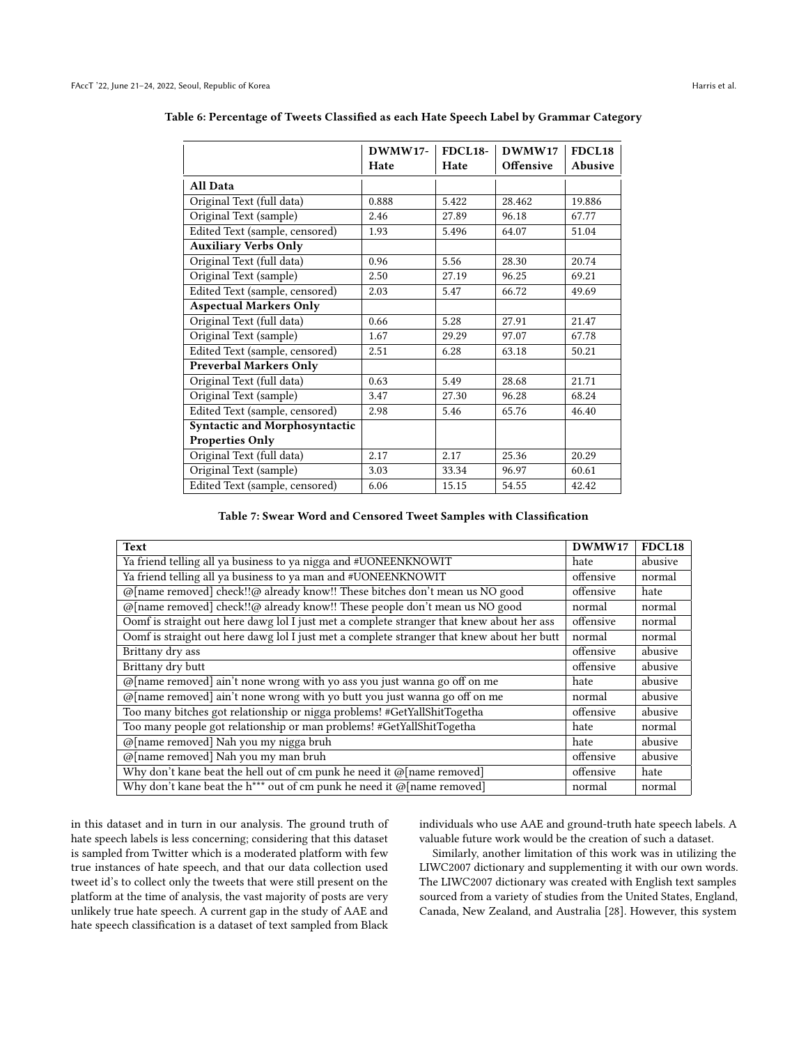**Table 6: Percentage of Tweets Classified as each Hate Speech Label by Grammar Category**

| | DWMW17-Hate | FDCL18-Hate | DWMW17 Offensive | FDCL18 Abusive |
|---|---|---|---|---|
| **All Data** | | | | |
| Original Text (full data) | 0.888 | 5.422 | 28.462 | 19.886 |
| Original Text (sample) | 2.46 | 27.89 | 96.18 | 67.77 |
| Edited Text (sample, censored) | 1.93 | 5.496 | 64.07 | 51.04 |
| **Auxiliary Verbs Only** | | | | |
| Original Text (full data) | 0.96 | 5.56 | 28.30 | 20.74 |
| Original Text (sample) | 2.50 | 27.19 | 96.25 | 69.21 |
| Edited Text (sample, censored) | 2.03 | 5.47 | 66.72 | 49.69 |
| **Aspectual Markers Only** | | | | |
| Original Text (full data) | 0.66 | 5.28 | 27.91 | 21.47 |
| Original Text (sample) | 1.67 | 29.29 | 97.07 | 67.78 |
| Edited Text (sample, censored) | 2.51 | 6.28 | 63.18 | 50.21 |
| **Preverbal Markers Only** | | | | |
| Original Text (full data) | 0.63 | 5.49 | 28.68 | 21.71 |
| Original Text (sample) | 3.47 | 27.30 | 96.28 | 68.24 |
| Edited Text (sample, censored) | 2.98 | 5.46 | 65.76 | 46.40 |
| **Syntactic and Morphosyntactic Properties Only** | | | | |
| Original Text (full data) | 2.17 | 2.17 | 25.36 | 20.29 |
| Original Text (sample) | 3.03 | 33.34 | 96.97 | 60.61 |
| Edited Text (sample, censored) | 6.06 | 15.15 | 54.55 | 42.42 |

**Table 7: Swear Word and Censored Tweet Samples with Classification**

| Text | DWMW17 | FDCL18 |
|---|---|---|
| Ya friend telling all ya business to ya nigga and #UONEENKNOWIT | hate | abusive |
| Ya friend telling all ya business to ya man and #UONEENKNOWIT | offensive | normal |
| @[name removed] check!!@ already know!! These bitches don't mean us NO good | offensive | hate |
| @[name removed] check!!@ already know!! These people don't mean us NO good | normal | normal |
| Oomf is straight out here dawg lol I just met a complete stranger that knew about her ass | offensive | normal |
| Oomf is straight out here dawg lol I just met a complete stranger that knew about her butt | normal | normal |
| Brittany dry ass | offensive | abusive |
| Brittany dry butt | offensive | abusive |
| @[name removed] ain't none wrong with yo ass you just wanna go off on me | hate | abusive |
| @[name removed] ain't none wrong with yo butt you just wanna go off on me | normal | abusive |
| Too many bitches got relationship or nigga problems! #GetYallShitTogetha | offensive | abusive |
| Too many people got relationship or man problems! #GetYallShitTogetha | hate | normal |
| @[name removed] Nah you my nigga bruh | hate | abusive |
| @[name removed] Nah you my man bruh | offensive | abusive |
| Why don't kane beat the hell out of cm punk he need it @[name removed] | offensive | hate |
| Why don't kane beat the h*** out of cm punk he need it @[name removed] | normal | normal |

in this dataset and in turn in our analysis. The ground truth of hate speech labels is less concerning; considering that this dataset is sampled from Twitter which is a moderated platform with few true instances of hate speech, and that our data collection used tweet id's to collect only the tweets that were still present on the platform at the time of analysis, the vast majority of posts are very unlikely true hate speech. A current gap in the study of AAE and hate speech classification is a dataset of text sampled from Black individuals who use AAE and ground-truth hate speech labels. A valuable future work would be the creation of such a dataset.

Similarly, another limitation of this work was in utilizing the LIWC2007 dictionary and supplementing it with our own words. The LIWC2007 dictionary was created with English text samples sourced from a variety of studies from the United States, England, Canada, New Zealand, and Australia [28]. However, this system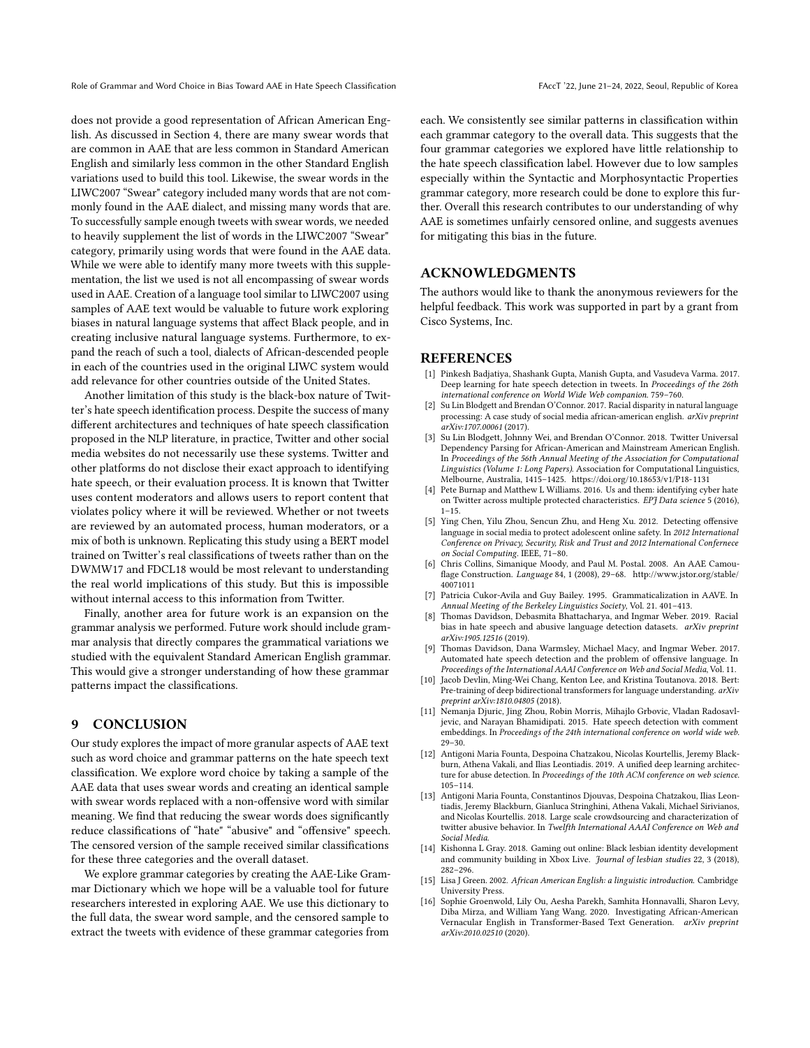does not provide a good representation of African American English. As discussed in Section 4, there are many swear words that are common in AAE that are less common in Standard American English and similarly less common in the other Standard English variations used to build this tool. Likewise, the swear words in the LIWC2007 "Swear" category included many words that are not commonly found in the AAE dialect, and missing many words that are. To successfully sample enough tweets with swear words, we needed to heavily supplement the list of words in the LIWC2007 "Swear" category, primarily using words that were found in the AAE data. While we were able to identify many more tweets with this supplementation, the list we used is not all encompassing of swear words used in AAE. Creation of a language tool similar to LIWC2007 using samples of AAE text would be valuable to future work exploring biases in natural language systems that affect Black people, and in creating inclusive natural language systems. Furthermore, to expand the reach of such a tool, dialects of African-descended people in each of the countries used in the original LIWC system would add relevance for other countries outside of the United States.

Another limitation of this study is the black-box nature of Twitter's hate speech identification process. Despite the success of many different architectures and techniques of hate speech classification proposed in the NLP literature, in practice, Twitter and other social media websites do not necessarily use these systems. Twitter and other platforms do not disclose their exact approach to identifying hate speech, or their evaluation process. It is known that Twitter uses content moderators and allows users to report content that violates policy where it will be reviewed. Whether or not tweets are reviewed by an automated process, human moderators, or a mix of both is unknown. Replicating this study using a BERT model trained on Twitter's real classifications of tweets rather than on the DWMW17 and FDCL18 would be most relevant to understanding the real world implications of this study. But this is impossible without internal access to this information from Twitter.

Finally, another area for future work is an expansion on the grammar analysis we performed. Future work should include grammar analysis that directly compares the grammatical variations we studied with the equivalent Standard American English grammar. This would give a stronger understanding of how these grammar patterns impact the classifications.

## 9 CONCLUSION

Our study explores the impact of more granular aspects of AAE text such as word choice and grammar patterns on the hate speech text classification. We explore word choice by taking a sample of the AAE data that uses swear words and creating an identical sample with swear words replaced with a non-offensive word with similar meaning. We find that reducing the swear words does significantly reduce classifications of "hate" "abusive" and "offensive" speech. The censored version of the sample received similar classifications for these three categories and the overall dataset.

We explore grammar categories by creating the AAE-Like Grammar Dictionary which we hope will be a valuable tool for future researchers interested in exploring AAE. We use this dictionary to the full data, the swear word sample, and the censored sample to extract the tweets with evidence of these grammar categories from each. We consistently see similar patterns in classification within each grammar category to the overall data. This suggests that the four grammar categories we explored have little relationship to the hate speech classification label. However due to low samples especially within the Syntactic and Morphosyntactic Properties grammar category, more research could be done to explore this further. Overall this research contributes to our understanding of why AAE is sometimes unfairly censored online, and suggests avenues for mitigating this bias in the future.

## ACKNOWLEDGMENTS

The authors would like to thank the anonymous reviewers for the helpful feedback. This work was supported in part by a grant from Cisco Systems, Inc.

## REFERENCES

- [1] Pinkesh Badjatiya, Shashank Gupta, Manish Gupta, and Vasudeva Varma. 2017. Deep learning for hate speech detection in tweets. In *Proceedings of the 26th international conference on World Wide Web companion*. 759–760.
- [2] Su Lin Blodgett and Brendan O'Connor. 2017. Racial disparity in natural language processing: A case study of social media african-american english. *arXiv preprint arXiv:1707.00061* (2017).
- [3] Su Lin Blodgett, Johnny Wei, and Brendan O'Connor. 2018. Twitter Universal Dependency Parsing for African-American and Mainstream American English. In *Proceedings of the 56th Annual Meeting of the Association for Computational Linguistics (Volume 1: Long Papers)*. Association for Computational Linguistics, Melbourne, Australia, 1415–1425. https://doi.org/10.18653/v1/P18-1131
- [4] Pete Burnap and Matthew L Williams. 2016. Us and them: identifying cyber hate on Twitter across multiple protected characteristics. *EPJ Data science* 5 (2016), 1–15.
- [5] Ying Chen, Yilu Zhou, Sencun Zhu, and Heng Xu. 2012. Detecting offensive language in social media to protect adolescent online safety. In *2012 International Conference on Privacy, Security, Risk and Trust and 2012 International Confernece on Social Computing*. IEEE, 71–80.
- [6] Chris Collins, Simanique Moody, and Paul M. Postal. 2008. An AAE Camouflage Construction. *Language* 84, 1 (2008), 29–68. http://www.jstor.org/stable/40071011
- [7] Patricia Cukor-Avila and Guy Bailey. 1995. Grammaticalization in AAVE. In *Annual Meeting of the Berkeley Linguistics Society*, Vol. 21. 401–413.
- [8] Thomas Davidson, Debasmita Bhattacharya, and Ingmar Weber. 2019. Racial bias in hate speech and abusive language detection datasets. *arXiv preprint arXiv:1905.12516* (2019).
- [9] Thomas Davidson, Dana Warmsley, Michael Macy, and Ingmar Weber. 2017. Automated hate speech detection and the problem of offensive language. In *Proceedings of the International AAAI Conference on Web and Social Media*, Vol. 11.
- [10] Jacob Devlin, Ming-Wei Chang, Kenton Lee, and Kristina Toutanova. 2018. Bert: Pre-training of deep bidirectional transformers for language understanding. *arXiv preprint arXiv:1810.04805* (2018).
- [11] Nemanja Djuric, Jing Zhou, Robin Morris, Mihajlo Grbovic, Vladan Radosavljevic, and Narayan Bhamidipati. 2015. Hate speech detection with comment embeddings. In *Proceedings of the 24th international conference on world wide web*. 29–30.
- [12] Antigoni Maria Founta, Despoina Chatzakou, Nicolas Kourtellis, Jeremy Blackburn, Athena Vakali, and Ilias Leontiadis. 2019. A unified deep learning architecture for abuse detection. In *Proceedings of the 10th ACM conference on web science*. 105–114.
- [13] Antigoni Maria Founta, Constantinos Djouvas, Despoina Chatzakou, Ilias Leontiadis, Jeremy Blackburn, Gianluca Stringhini, Athena Vakali, Michael Sirivianos, and Nicolas Kourtellis. 2018. Large scale crowdsourcing and characterization of twitter abusive behavior. In *Twelfth International AAAI Conference on Web and Social Media*.
- [14] Kishonna L Gray. 2018. Gaming out online: Black lesbian identity development and community building in Xbox Live. *Journal of lesbian studies* 22, 3 (2018), 282–296.
- [15] Lisa J Green. 2002. *African American English: a linguistic introduction*. Cambridge University Press.
- [16] Sophie Groenwold, Lily Ou, Aesha Parekh, Samhita Honnavalli, Sharon Levy, Diba Mirza, and William Yang Wang. 2020. Investigating African-American Vernacular English in Transformer-Based Text Generation. *arXiv preprint arXiv:2010.02510* (2020).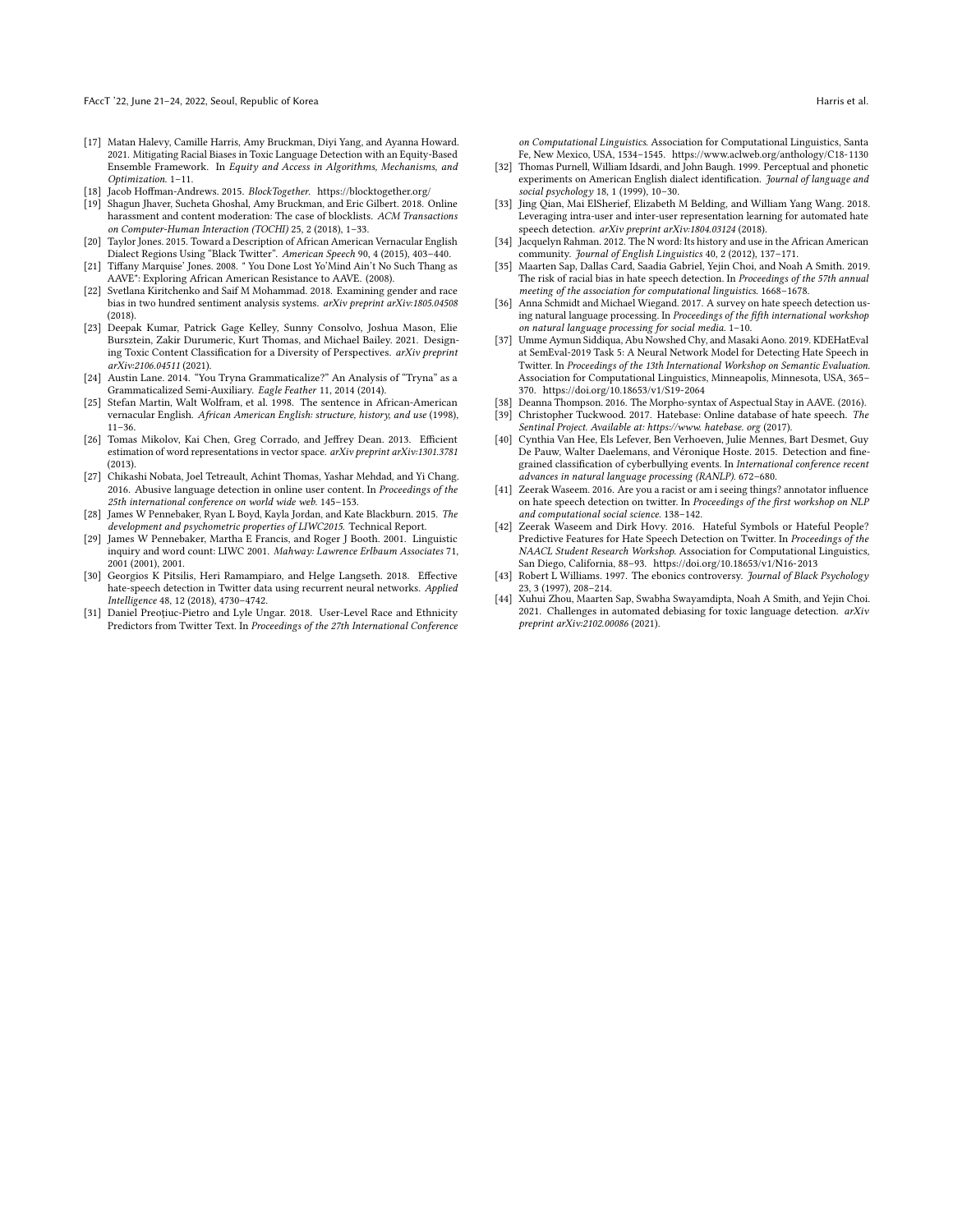[17] Matan Halevy, Camille Harris, Amy Bruckman, Diyi Yang, and Ayanna Howard. 2021. Mitigating Racial Biases in Toxic Language Detection with an Equity-Based Ensemble Framework. In *Equity and Access in Algorithms, Mechanisms, and Optimization*. 1–11.

[18] Jacob Hoffman-Andrews. 2015. *BlockTogether*. https://blocktogether.org/

[19] Shagun Jhaver, Sucheta Ghoshal, Amy Bruckman, and Eric Gilbert. 2018. Online harassment and content moderation: The case of blocklists. *ACM Transactions on Computer-Human Interaction (TOCHI)* 25, 2 (2018), 1–33.

[20] Taylor Jones. 2015. Toward a Description of African American Vernacular English Dialect Regions Using "Black Twitter". *American Speech* 90, 4 (2015), 403–440.

[21] Tiffany Marquise' Jones. 2008. " You Done Lost Yo'Mind Ain't No Such Thang as AAVE": Exploring African American Resistance to AAVE. (2008).

[22] Svetlana Kiritchenko and Saif M Mohammad. 2018. Examining gender and race bias in two hundred sentiment analysis systems. *arXiv preprint arXiv:1805.04508* (2018).

[23] Deepak Kumar, Patrick Gage Kelley, Sunny Consolvo, Joshua Mason, Elie Bursztein, Zakir Durumeric, Kurt Thomas, and Michael Bailey. 2021. Designing Toxic Content Classification for a Diversity of Perspectives. *arXiv preprint arXiv:2106.04511* (2021).

[24] Austin Lane. 2014. "You Tryna Grammaticalize?" An Analysis of "Tryna" as a Grammaticalized Semi-Auxiliary. *Eagle Feather* 11, 2014 (2014).

[25] Stefan Martin, Walt Wolfram, et al. 1998. The sentence in African-American vernacular English. *African American English: structure, history, and use* (1998), 11–36.

[26] Tomas Mikolov, Kai Chen, Greg Corrado, and Jeffrey Dean. 2013. Efficient estimation of word representations in vector space. *arXiv preprint arXiv:1301.3781* (2013).

[27] Chikashi Nobata, Joel Tetreault, Achint Thomas, Yashar Mehdad, and Yi Chang. 2016. Abusive language detection in online user content. In *Proceedings of the 25th international conference on world wide web*. 145–153.

[28] James W Pennebaker, Ryan L Boyd, Kayla Jordan, and Kate Blackburn. 2015. *The development and psychometric properties of LIWC2015*. Technical Report.

[29] James W Pennebaker, Martha E Francis, and Roger J Booth. 2001. Linguistic inquiry and word count: LIWC 2001. *Mahway: Lawrence Erlbaum Associates* 71, 2001 (2001), 2001.

[30] Georgios K Pitsilis, Heri Ramampiaro, and Helge Langseth. 2018. Effective hate-speech detection in Twitter data using recurrent neural networks. *Applied Intelligence* 48, 12 (2018), 4730–4742.

[31] Daniel Preoţiuc-Pietro and Lyle Ungar. 2018. User-Level Race and Ethnicity Predictors from Twitter Text. In *Proceedings of the 27th International Conference on Computational Linguistics*. Association for Computational Linguistics, Santa Fe, New Mexico, USA, 1534–1545. https://www.aclweb.org/anthology/C18-1130

[32] Thomas Purnell, William Idsardi, and John Baugh. 1999. Perceptual and phonetic experiments on American English dialect identification. *Journal of language and social psychology* 18, 1 (1999), 10–30.

[33] Jing Qian, Mai ElSherief, Elizabeth M Belding, and William Yang Wang. 2018. Leveraging intra-user and inter-user representation learning for automated hate speech detection. *arXiv preprint arXiv:1804.03124* (2018).

[34] Jacquelyn Rahman. 2012. The N word: Its history and use in the African American community. *Journal of English Linguistics* 40, 2 (2012), 137–171.

[35] Maarten Sap, Dallas Card, Saadia Gabriel, Yejin Choi, and Noah A Smith. 2019. The risk of racial bias in hate speech detection. In *Proceedings of the 57th annual meeting of the association for computational linguistics*. 1668–1678.

[36] Anna Schmidt and Michael Wiegand. 2017. A survey on hate speech detection using natural language processing. In *Proceedings of the fifth international workshop on natural language processing for social media*. 1–10.

[37] Umme Aymun Siddiqua, Abu Nowshed Chy, and Masaki Aono. 2019. KDEHatEval at SemEval-2019 Task 5: A Neural Network Model for Detecting Hate Speech in Twitter. In *Proceedings of the 13th International Workshop on Semantic Evaluation*. Association for Computational Linguistics, Minneapolis, Minnesota, USA, 365–370. https://doi.org/10.18653/v1/S19-2064

[38] Deanna Thompson. 2016. The Morpho-syntax of Aspectual Stay in AAVE. (2016).

[39] Christopher Tuckwood. 2017. Hatebase: Online database of hate speech. *The Sentinal Project. Available at: https://www. hatebase. org* (2017).

[40] Cynthia Van Hee, Els Lefever, Ben Verhoeven, Julie Mennes, Bart Desmet, Guy De Pauw, Walter Daelemans, and Véronique Hoste. 2015. Detection and fine-grained classification of cyberbullying events. In *International conference recent advances in natural language processing (RANLP)*. 672–680.

[41] Zeerak Waseem. 2016. Are you a racist or am i seeing things? annotator influence on hate speech detection on twitter. In *Proceedings of the first workshop on NLP and computational social science*. 138–142.

[42] Zeerak Waseem and Dirk Hovy. 2016. Hateful Symbols or Hateful People? Predictive Features for Hate Speech Detection on Twitter. In *Proceedings of the NAACL Student Research Workshop*. Association for Computational Linguistics, San Diego, California, 88–93. https://doi.org/10.18653/v1/N16-2013

[43] Robert L Williams. 1997. The ebonics controversy. *Journal of Black Psychology* 23, 3 (1997), 208–214.

[44] Xuhui Zhou, Maarten Sap, Swabha Swayamdipta, Noah A Smith, and Yejin Choi. 2021. Challenges in automated debiasing for toxic language detection. *arXiv preprint arXiv:2102.00086* (2021).